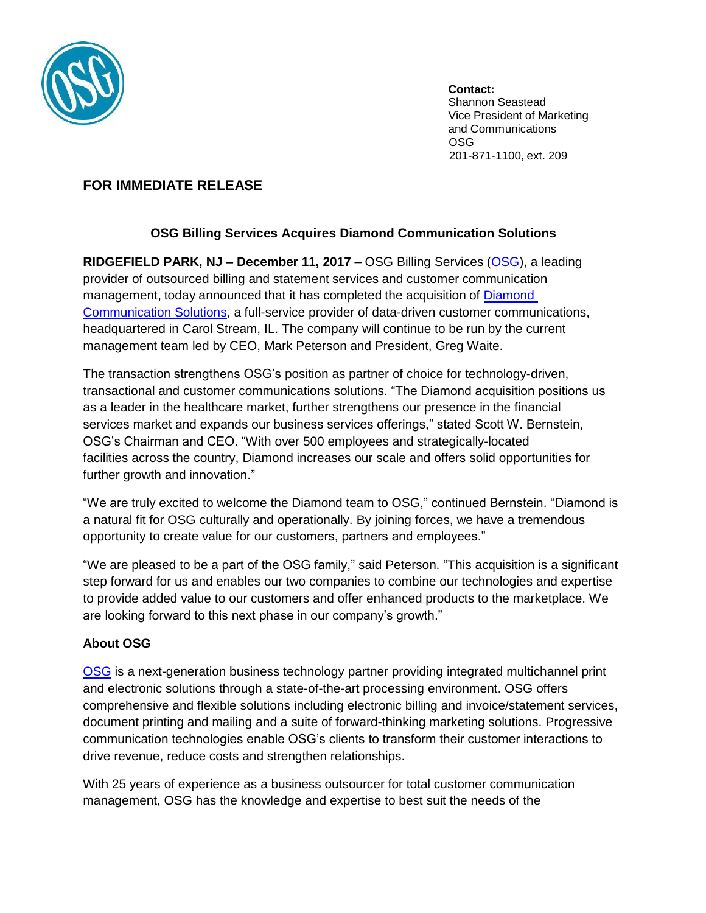**Contact:**
Shannon Seastead
Vice President of Marketing and Communications
OSG
201-871-1100, ext. 209

**FOR IMMEDIATE RELEASE**

## OSG Billing Services Acquires Diamond Communication Solutions

**RIDGEFIELD PARK, NJ – December 11, 2017** – OSG Billing Services (OSG), a leading provider of outsourced billing and statement services and customer communication management, today announced that it has completed the acquisition of Diamond Communication Solutions, a full-service provider of data-driven customer communications, headquartered in Carol Stream, IL. The company will continue to be run by the current management team led by CEO, Mark Peterson and President, Greg Waite.

The transaction strengthens OSG's position as partner of choice for technology-driven, transactional and customer communications solutions. "The Diamond acquisition positions us as a leader in the healthcare market, further strengthens our presence in the financial services market and expands our business services offerings," stated Scott W. Bernstein, OSG's Chairman and CEO. "With over 500 employees and strategically-located facilities across the country, Diamond increases our scale and offers solid opportunities for further growth and innovation."

"We are truly excited to welcome the Diamond team to OSG," continued Bernstein. "Diamond is a natural fit for OSG culturally and operationally. By joining forces, we have a tremendous opportunity to create value for our customers, partners and employees."

"We are pleased to be a part of the OSG family," said Peterson. "This acquisition is a significant step forward for us and enables our two companies to combine our technologies and expertise to provide added value to our customers and offer enhanced products to the marketplace. We are looking forward to this next phase in our company's growth."

### About OSG

OSG is a next-generation business technology partner providing integrated multichannel print and electronic solutions through a state-of-the-art processing environment. OSG offers comprehensive and flexible solutions including electronic billing and invoice/statement services, document printing and mailing and a suite of forward-thinking marketing solutions. Progressive communication technologies enable OSG's clients to transform their customer interactions to drive revenue, reduce costs and strengthen relationships.

With 25 years of experience as a business outsourcer for total customer communication management, OSG has the knowledge and expertise to best suit the needs of the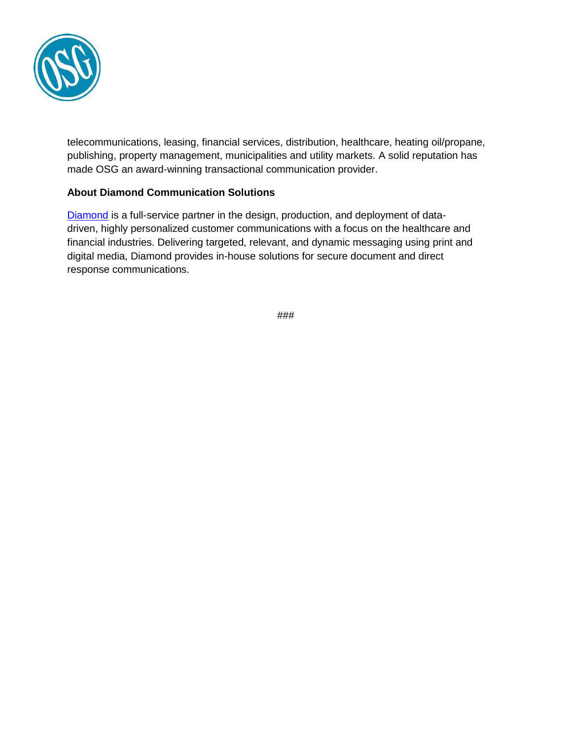telecommunications, leasing, financial services, distribution, healthcare, heating oil/propane, publishing, property management, municipalities and utility markets. A solid reputation has made OSG an award-winning transactional communication provider.

**About Diamond Communication Solutions**

Diamond is a full-service partner in the design, production, and deployment of data-driven, highly personalized customer communications with a focus on the healthcare and financial industries. Delivering targeted, relevant, and dynamic messaging using print and digital media, Diamond provides in-house solutions for secure document and direct response communications.

###